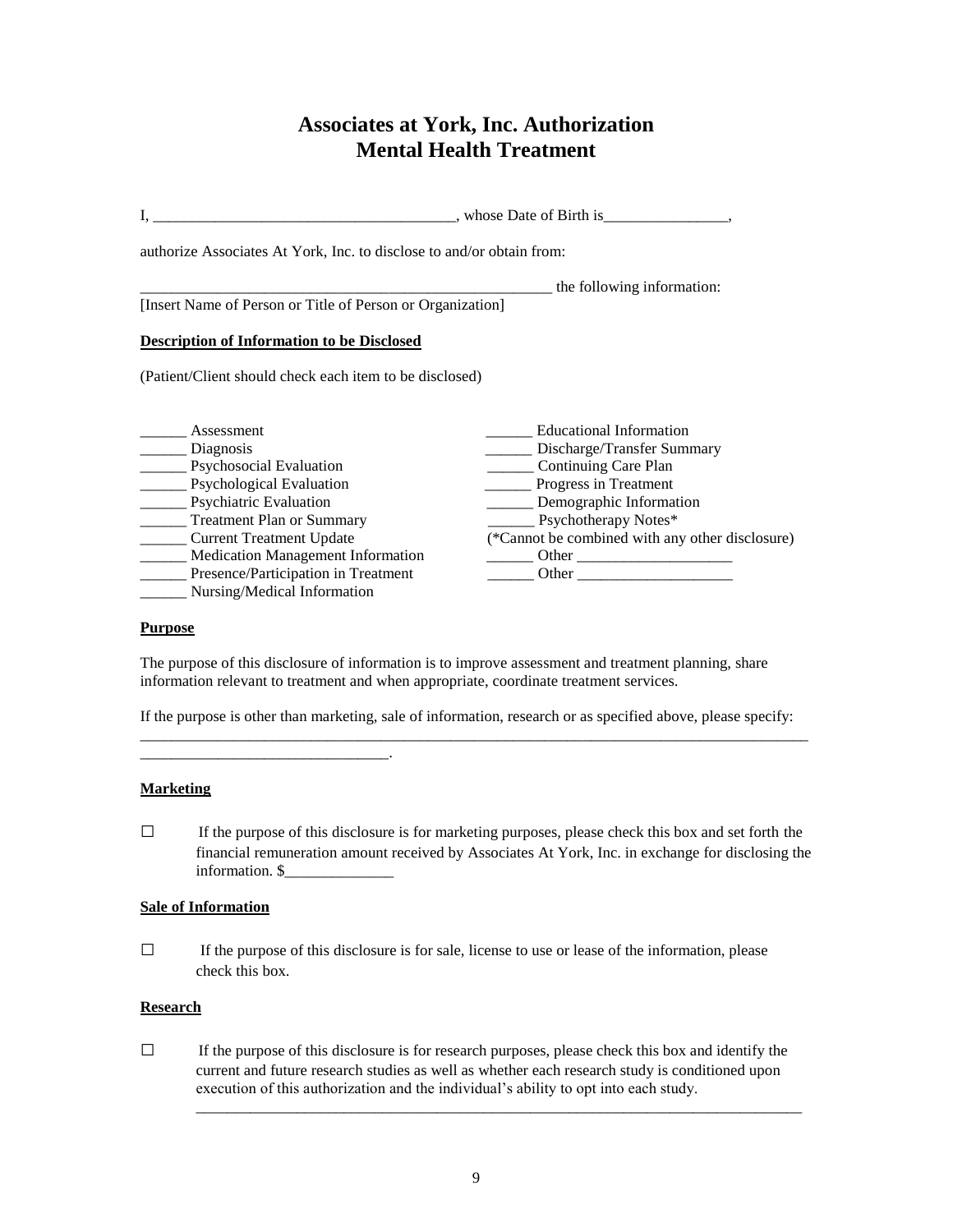# Associates at York, Inc. Authorization
# Mental Health Treatment

I, ______________________________________, whose Date of Birth is________________,

authorize Associates At York, Inc. to disclose to and/or obtain from:

_____________________________________________________ the following information:
[Insert Name of Person or Title of Person or Organization]

**Description of Information to be Disclosed**

(Patient/Client should check each item to be disclosed)

______ Assessment
______ Diagnosis
______ Psychosocial Evaluation
______ Psychological Evaluation
______ Psychiatric Evaluation
______ Treatment Plan or Summary
______ Current Treatment Update
______ Medication Management Information
______ Presence/Participation in Treatment
______ Nursing/Medical Information
______ Educational Information
______ Discharge/Transfer Summary
______ Continuing Care Plan
______ Progress in Treatment
______ Demographic Information
______ Psychotherapy Notes*
(*Cannot be combined with any other disclosure)
______ Other ____________________
______ Other ____________________

**Purpose**

The purpose of this disclosure of information is to improve assessment and treatment planning, share information relevant to treatment and when appropriate, coordinate treatment services.

If the purpose is other than marketing, sale of information, research or as specified above, please specify:
________________________________________________________________________________________
_______________________________.

**Marketing**

☐ If the purpose of this disclosure is for marketing purposes, please check this box and set forth the financial remuneration amount received by Associates At York, Inc. in exchange for disclosing the information. $______________

**Sale of Information**

☐ If the purpose of this disclosure is for sale, license to use or lease of the information, please check this box.

**Research**

☐ If the purpose of this disclosure is for research purposes, please check this box and identify the current and future research studies as well as whether each research study is conditioned upon execution of this authorization and the individual's ability to opt into each study.
________________________________________________________________________________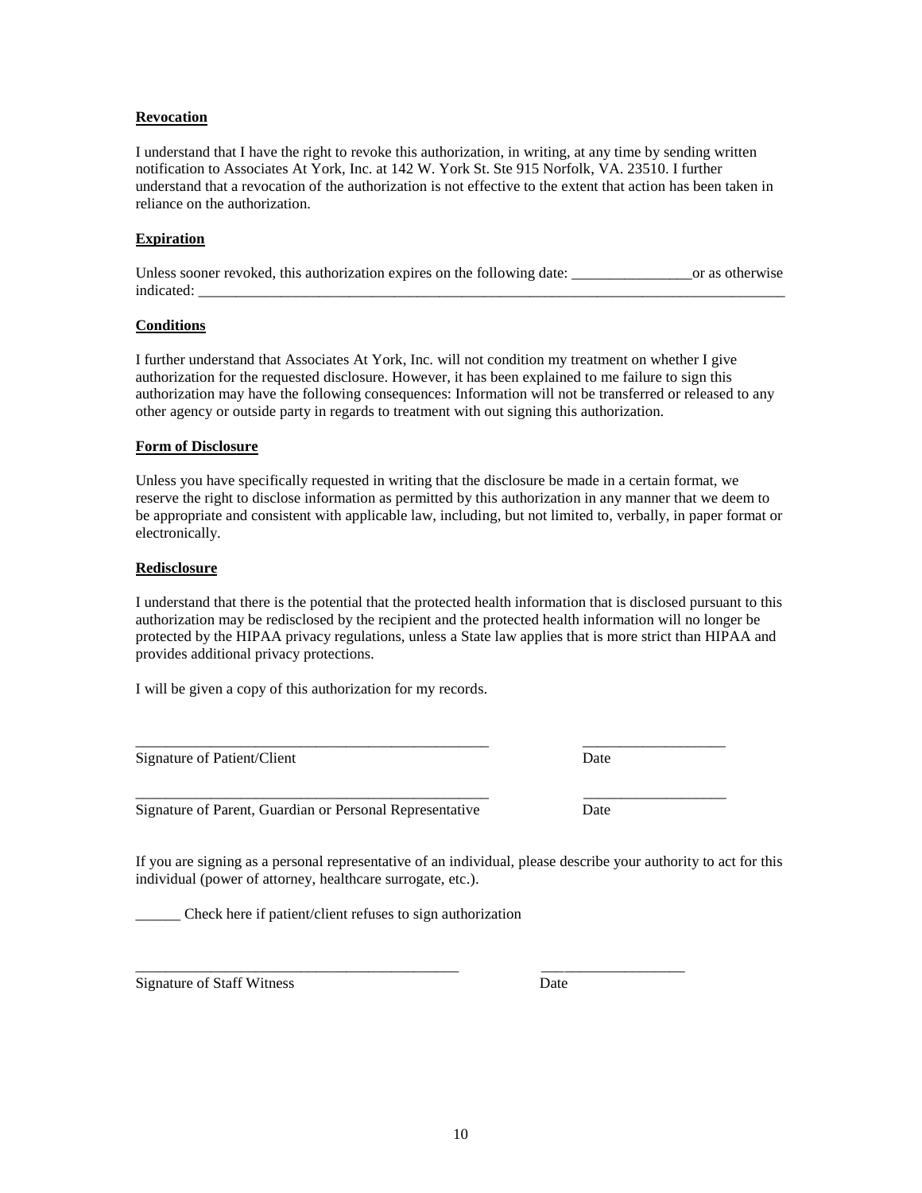**Revocation**

I understand that I have the right to revoke this authorization, in writing, at any time by sending written notification to Associates At York, Inc. at 142 W. York St. Ste 915 Norfolk, VA. 23510. I further understand that a revocation of the authorization is not effective to the extent that action has been taken in reliance on the authorization.

**Expiration**

Unless sooner revoked, this authorization expires on the following date: ________________or as otherwise indicated: ___________________________________________________________________________

**Conditions**

I further understand that Associates At York, Inc. will not condition my treatment on whether I give authorization for the requested disclosure. However, it has been explained to me failure to sign this authorization may have the following consequences: Information will not be transferred or released to any other agency or outside party in regards to treatment with out signing this authorization.

**Form of Disclosure**

Unless you have specifically requested in writing that the disclosure be made in a certain format, we reserve the right to disclose information as permitted by this authorization in any manner that we deem to be appropriate and consistent with applicable law, including, but not limited to, verbally, in paper format or electronically.

**Redisclosure**

I understand that there is the potential that the protected health information that is disclosed pursuant to this authorization may be redisclosed by the recipient and the protected health information will no longer be protected by the HIPAA privacy regulations, unless a State law applies that is more strict than HIPAA and provides additional privacy protections.

I will be given a copy of this authorization for my records.

_________________________________________________ ___________________
Signature of Patient/Client Date

_________________________________________________ ___________________
Signature of Parent, Guardian or Personal Representative Date

If you are signing as a personal representative of an individual, please describe your authority to act for this individual (power of attorney, healthcare surrogate, etc.).

______ Check here if patient/client refuses to sign authorization

_____________________________________________ ___________________
Signature of Staff Witness Date